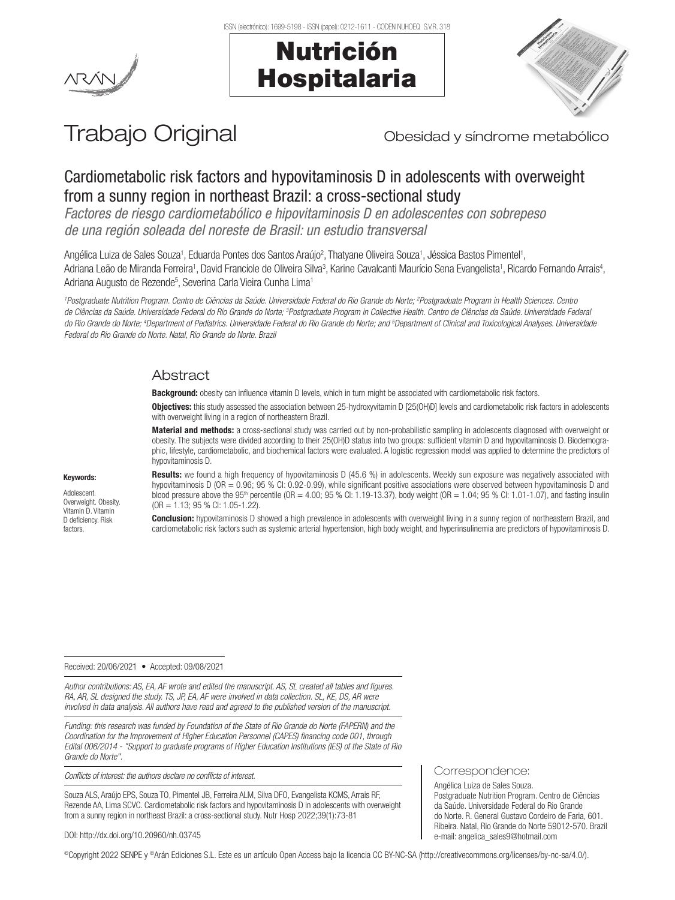Trabajo Original

Obesidad y síndrome metabólico

# Cardiometabolic risk factors and hypovitaminosis D in adolescents with overweight from a sunny region in northeast Brazil: a cross-sectional study

*Factores de riesgo cardiometabólico e hipovitaminosis D en adolescentes con sobrepeso de una región soleada del noreste de Brasil: un estudio transversal*

Angélica Luiza de Sales Souza[1], Eduarda Pontes dos Santos Araújo[2], Thatyane Oliveira Souza[1], Jéssica Bastos Pimentel[1], Adriana Leão de Miranda Ferreira[1], David Franciole de Oliveira Silva[3], Karine Cavalcanti Maurício Sena Evangelista[1], Ricardo Fernando Arrais[4], Adriana Augusto de Rezende[5], Severina Carla Vieira Cunha Lima[1]

*[1]Postgraduate Nutrition Program. Centro de Ciências da Saúde. Universidade Federal do Rio Grande do Norte; [2]Postgraduate Program in Health Sciences. Centro de Ciências da Saúde. Universidade Federal do Rio Grande do Norte; [3]Postgraduate Program in Collective Health. Centro de Ciências da Saúde. Universidade Federal do Rio Grande do Norte; [4]Department of Pediatrics. Universidade Federal do Rio Grande do Norte; and [5]Department of Clinical and Toxicological Analyses. Universidade Federal do Rio Grande do Norte. Natal, Rio Grande do Norte. Brazil*

## Abstract

**Background:** obesity can influence vitamin D levels, which in turn might be associated with cardiometabolic risk factors.

**Objectives:** this study assessed the association between 25-hydroxyvitamin D [25(OH)D] levels and cardiometabolic risk factors in adolescents with overweight living in a region of northeastern Brazil.

**Material and methods:** a cross-sectional study was carried out by non-probabilistic sampling in adolescents diagnosed with overweight or obesity. The subjects were divided according to their 25(OH)D status into two groups: sufficient vitamin D and hypovitaminosis D. Biodemographic, lifestyle, cardiometabolic, and biochemical factors were evaluated. A logistic regression model was applied to determine the predictors of hypovitaminosis D.

**Results:** we found a high frequency of hypovitaminosis D (45.6 %) in adolescents. Weekly sun exposure was negatively associated with hypovitaminosis D (OR = 0.96; 95 % CI: 0.92-0.99), while significant positive associations were observed between hypovitaminosis D and blood pressure above the 95th percentile (OR = 4.00; 95 % CI: 1.19-13.37), body weight (OR = 1.04; 95 % CI: 1.01-1.07), and fasting insulin (OR = 1.13; 95 % CI: 1.05-1.22).

**Conclusion:** hypovitaminosis D showed a high prevalence in adolescents with overweight living in a sunny region of northeastern Brazil, and cardiometabolic risk factors such as systemic arterial hypertension, high body weight, and hyperinsulinemia are predictors of hypovitaminosis D.

**Keywords:**

Adolescent. Overweight. Obesity. Vitamin D. Vitamin D deficiency. Risk factors.

Received: 20/06/2021 • Accepted: 09/08/2021

*Author contributions: AS, EA, AF wrote and edited the manuscript. AS, SL created all tables and figures. RA, AR, SL designed the study. TS, JP, EA, AF were involved in data collection. SL, KE, DS, AR were involved in data analysis. All authors have read and agreed to the published version of the manuscript.*

*Funding: this research was funded by Foundation of the State of Rio Grande do Norte (FAPERN) and the Coordination for the Improvement of Higher Education Personnel (CAPES) financing code 001, through Edital 006/2014 - "Support to graduate programs of Higher Education Institutions (IES) of the State of Rio Grande do Norte".*

*Conflicts of interest: the authors declare no conflicts of interest.*

Souza ALS, Araújo EPS, Souza TO, Pimentel JB, Ferreira ALM, Silva DFO, Evangelista KCMS, Arrais RF, Rezende AA, Lima SCVC. Cardiometabolic risk factors and hypovitaminosis D in adolescents with overweight from a sunny region in northeast Brazil: a cross-sectional study. Nutr Hosp 2022;39(1):73-81

DOI: http://dx.doi.org/10.20960/nh.03745

Correspondence:

Angélica Luiza de Sales Souza.
Postgraduate Nutrition Program. Centro de Ciências da Saúde. Universidade Federal do Rio Grande do Norte. R. General Gustavo Cordeiro de Faria, 601. Ribeira. Natal, Rio Grande do Norte 59012-570. Brazil
e-mail: angelica_sales9@hotmail.com

©Copyright 2022 SENPE y ©Arán Ediciones S.L. Este es un artículo Open Access bajo la licencia CC BY-NC-SA (http://creativecommons.org/licenses/by-nc-sa/4.0/).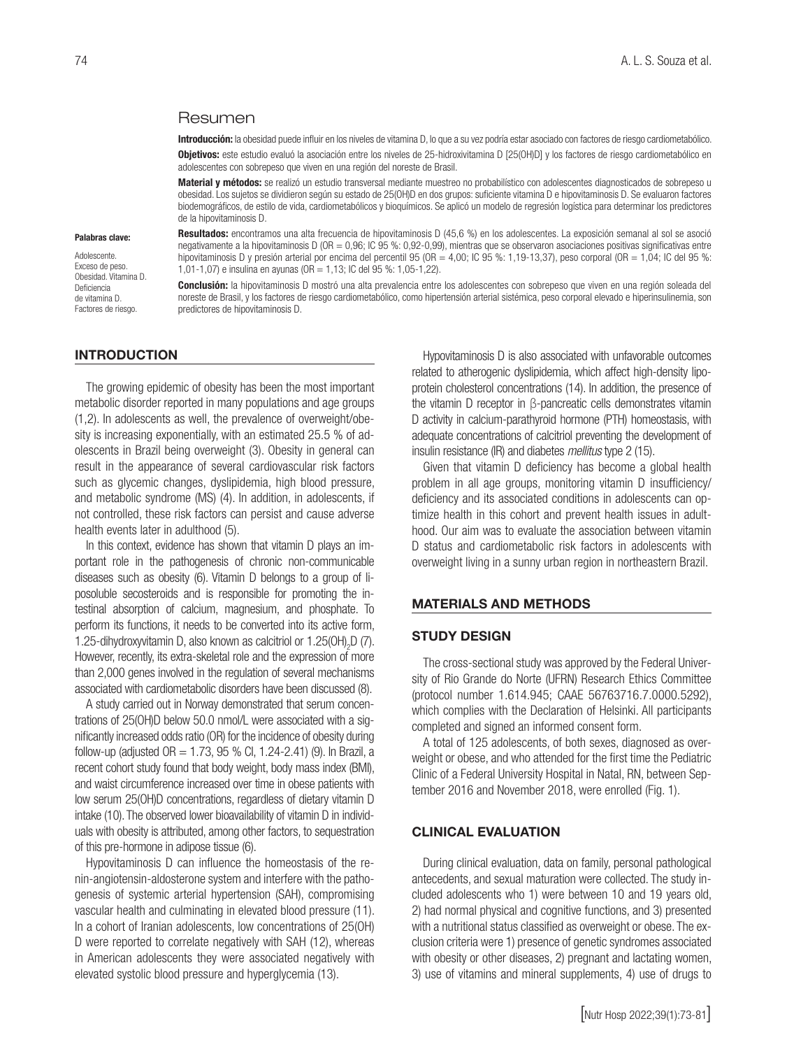## Resumen

**Introducción:** la obesidad puede influir en los niveles de vitamina D, lo que a su vez podría estar asociado con factores de riesgo cardiometabólico.

**Objetivos:** este estudio evaluó la asociación entre los niveles de 25-hidroxivitamina D [25(OH)D] y los factores de riesgo cardiometabólico en adolescentes con sobrepeso que viven en una región del noreste de Brasil.

**Material y métodos:** se realizó un estudio transversal mediante muestreo no probabilístico con adolescentes diagnosticados de sobrepeso u obesidad. Los sujetos se dividieron según su estado de 25(OH)D en dos grupos: suficiente vitamina D e hipovitaminosis D. Se evaluaron factores biodemográficos, de estilo de vida, cardiometabólicos y bioquímicos. Se aplicó un modelo de regresión logística para determinar los predictores de la hipovitaminosis D.

**Resultados:** encontramos una alta frecuencia de hipovitaminosis D (45,6 %) en los adolescentes. La exposición semanal al sol se asoció negativamente a la hipovitaminosis D (OR = 0,96; IC 95 %: 0,92-0,99), mientras que se observaron asociaciones positivas significativas entre hipovitaminosis D y presión arterial por encima del percentil 95 (OR = 4,00; IC 95 %: 1,19-13,37), peso corporal (OR = 1,04; IC del 95 %: 1,01-1,07) e insulina en ayunas (OR = 1,13; IC del 95 %: 1,05-1,22).

**Conclusión:** la hipovitaminosis D mostró una alta prevalencia entre los adolescentes con sobrepeso que viven en una región soleada del noreste de Brasil, y los factores de riesgo cardiometabólico, como hipertensión arterial sistémica, peso corporal elevado e hiperinsulinemia, son predictores de hipovitaminosis D.

**Palabras clave:**

Adolescente. Exceso de peso. Obesidad. Vitamina D. Deficiencia de vitamina D. Factores de riesgo.

## INTRODUCTION

The growing epidemic of obesity has been the most important metabolic disorder reported in many populations and age groups (1,2). In adolescents as well, the prevalence of overweight/obesity is increasing exponentially, with an estimated 25.5 % of adolescents in Brazil being overweight (3). Obesity in general can result in the appearance of several cardiovascular risk factors such as glycemic changes, dyslipidemia, high blood pressure, and metabolic syndrome (MS) (4). In addition, in adolescents, if not controlled, these risk factors can persist and cause adverse health events later in adulthood (5).

In this context, evidence has shown that vitamin D plays an important role in the pathogenesis of chronic non-communicable diseases such as obesity (6). Vitamin D belongs to a group of liposoluble secosteroids and is responsible for promoting the intestinal absorption of calcium, magnesium, and phosphate. To perform its functions, it needs to be converted into its active form, 1.25-dihydroxyvitamin D, also known as calcitriol or $1.25(OH)_2D$ (7). However, recently, its extra-skeletal role and the expression of more than 2,000 genes involved in the regulation of several mechanisms associated with cardiometabolic disorders have been discussed (8).

A study carried out in Norway demonstrated that serum concentrations of 25(OH)D below 50.0 nmol/L were associated with a significantly increased odds ratio (OR) for the incidence of obesity during follow-up (adjusted OR = 1.73, 95 % CI, 1.24-2.41) (9). In Brazil, a recent cohort study found that body weight, body mass index (BMI), and waist circumference increased over time in obese patients with low serum 25(OH)D concentrations, regardless of dietary vitamin D intake (10). The observed lower bioavailability of vitamin D in individuals with obesity is attributed, among other factors, to sequestration of this pre-hormone in adipose tissue (6).

Hypovitaminosis D can influence the homeostasis of the renin-angiotensin-aldosterone system and interfere with the pathogenesis of systemic arterial hypertension (SAH), compromising vascular health and culminating in elevated blood pressure (11). In a cohort of Iranian adolescents, low concentrations of 25(OH)D were reported to correlate negatively with SAH (12), whereas in American adolescents they were associated negatively with elevated systolic blood pressure and hyperglycemia (13).

Hypovitaminosis D is also associated with unfavorable outcomes related to atherogenic dyslipidemia, which affect high-density lipoprotein cholesterol concentrations (14). In addition, the presence of the vitamin D receptor in β-pancreatic cells demonstrates vitamin D activity in calcium-parathyroid hormone (PTH) homeostasis, with adequate concentrations of calcitriol preventing the development of insulin resistance (IR) and diabetes *mellitus* type 2 (15).

Given that vitamin D deficiency has become a global health problem in all age groups, monitoring vitamin D insufficiency/deficiency and its associated conditions in adolescents can optimize health in this cohort and prevent health issues in adulthood. Our aim was to evaluate the association between vitamin D status and cardiometabolic risk factors in adolescents with overweight living in a sunny urban region in northeastern Brazil.

## MATERIALS AND METHODS

### STUDY DESIGN

The cross-sectional study was approved by the Federal University of Rio Grande do Norte (UFRN) Research Ethics Committee (protocol number 1.614.945; CAAE 56763716.7.0000.5292), which complies with the Declaration of Helsinki. All participants completed and signed an informed consent form.

A total of 125 adolescents, of both sexes, diagnosed as overweight or obese, and who attended for the first time the Pediatric Clinic of a Federal University Hospital in Natal, RN, between September 2016 and November 2018, were enrolled (Fig. 1).

### CLINICAL EVALUATION

During clinical evaluation, data on family, personal pathological antecedents, and sexual maturation were collected. The study included adolescents who 1) were between 10 and 19 years old, 2) had normal physical and cognitive functions, and 3) presented with a nutritional status classified as overweight or obese. The exclusion criteria were 1) presence of genetic syndromes associated with obesity or other diseases, 2) pregnant and lactating women, 3) use of vitamins and mineral supplements, 4) use of drugs to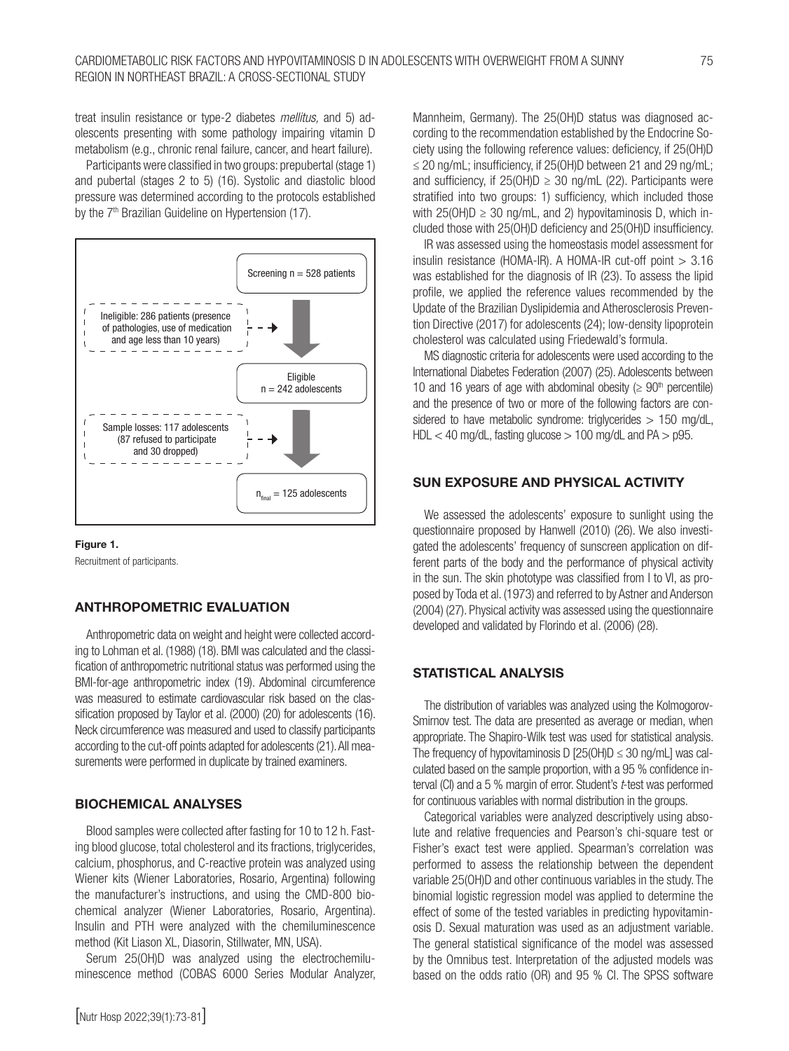treat insulin resistance or type-2 diabetes *mellitus,* and 5) adolescents presenting with some pathology impairing vitamin D metabolism (e.g., chronic renal failure, cancer, and heart failure).

Participants were classified in two groups: prepubertal (stage 1) and pubertal (stages 2 to 5) (16). Systolic and diastolic blood pressure was determined according to the protocols established by the 7th Brazilian Guideline on Hypertension (17).

Screening n = 528 patients

Ineligible: 286 patients (presence of pathologies, use of medication and age less than 10 years)

Eligible n = 242 adolescents

Sample losses: 117 adolescents (87 refused to participate and 30 dropped)

$n_{final}$ = 125 adolescents

**Figure 1.**

Recruitment of participants.

## ANTHROPOMETRIC EVALUATION

Anthropometric data on weight and height were collected according to Lohman et al. (1988) (18). BMI was calculated and the classification of anthropometric nutritional status was performed using the BMI-for-age anthropometric index (19). Abdominal circumference was measured to estimate cardiovascular risk based on the classification proposed by Taylor et al. (2000) (20) for adolescents (16). Neck circumference was measured and used to classify participants according to the cut-off points adapted for adolescents (21). All measurements were performed in duplicate by trained examiners.

## BIOCHEMICAL ANALYSES

Blood samples were collected after fasting for 10 to 12 h. Fasting blood glucose, total cholesterol and its fractions, triglycerides, calcium, phosphorus, and C-reactive protein was analyzed using Wiener kits (Wiener Laboratories, Rosario, Argentina) following the manufacturer's instructions, and using the CMD-800 biochemical analyzer (Wiener Laboratories, Rosario, Argentina). Insulin and PTH were analyzed with the chemiluminescence method (Kit Liason XL, Diasorin, Stillwater, MN, USA).

Serum 25(OH)D was analyzed using the electrochemiluminescence method (COBAS 6000 Series Modular Analyzer, Mannheim, Germany). The 25(OH)D status was diagnosed according to the recommendation established by the Endocrine Society using the following reference values: deficiency, if 25(OH)D ≤ 20 ng/mL; insufficiency, if 25(OH)D between 21 and 29 ng/mL; and sufficiency, if 25(OH)D ≥ 30 ng/mL (22). Participants were stratified into two groups: 1) sufficiency, which included those with 25(OH)D ≥ 30 ng/mL, and 2) hypovitaminosis D, which included those with 25(OH)D deficiency and 25(OH)D insufficiency.

IR was assessed using the homeostasis model assessment for insulin resistance (HOMA-IR). A HOMA-IR cut-off point > 3.16 was established for the diagnosis of IR (23). To assess the lipid profile, we applied the reference values recommended by the Update of the Brazilian Dyslipidemia and Atherosclerosis Prevention Directive (2017) for adolescents (24); low-density lipoprotein cholesterol was calculated using Friedewald's formula.

MS diagnostic criteria for adolescents were used according to the International Diabetes Federation (2007) (25). Adolescents between 10 and 16 years of age with abdominal obesity (≥ 90th percentile) and the presence of two or more of the following factors are considered to have metabolic syndrome: triglycerides > 150 mg/dL, HDL < 40 mg/dL, fasting glucose > 100 mg/dL and PA > p95.

## SUN EXPOSURE AND PHYSICAL ACTIVITY

We assessed the adolescents' exposure to sunlight using the questionnaire proposed by Hanwell (2010) (26). We also investigated the adolescents' frequency of sunscreen application on different parts of the body and the performance of physical activity in the sun. The skin phototype was classified from I to VI, as proposed by Toda et al. (1973) and referred to by Astner and Anderson (2004) (27). Physical activity was assessed using the questionnaire developed and validated by Florindo et al. (2006) (28).

## STATISTICAL ANALYSIS

The distribution of variables was analyzed using the Kolmogorov-Smirnov test. The data are presented as average or median, when appropriate. The Shapiro-Wilk test was used for statistical analysis. The frequency of hypovitaminosis D [25(OH)D ≤ 30 ng/mL] was calculated based on the sample proportion, with a 95 % confidence interval (CI) and a 5 % margin of error. Student's *t*-test was performed for continuous variables with normal distribution in the groups.

Categorical variables were analyzed descriptively using absolute and relative frequencies and Pearson's chi-square test or Fisher's exact test were applied. Spearman's correlation was performed to assess the relationship between the dependent variable 25(OH)D and other continuous variables in the study. The binomial logistic regression model was applied to determine the effect of some of the tested variables in predicting hypovitaminosis D. Sexual maturation was used as an adjustment variable. The general statistical significance of the model was assessed by the Omnibus test. Interpretation of the adjusted models was based on the odds ratio (OR) and 95 % CI. The SPSS software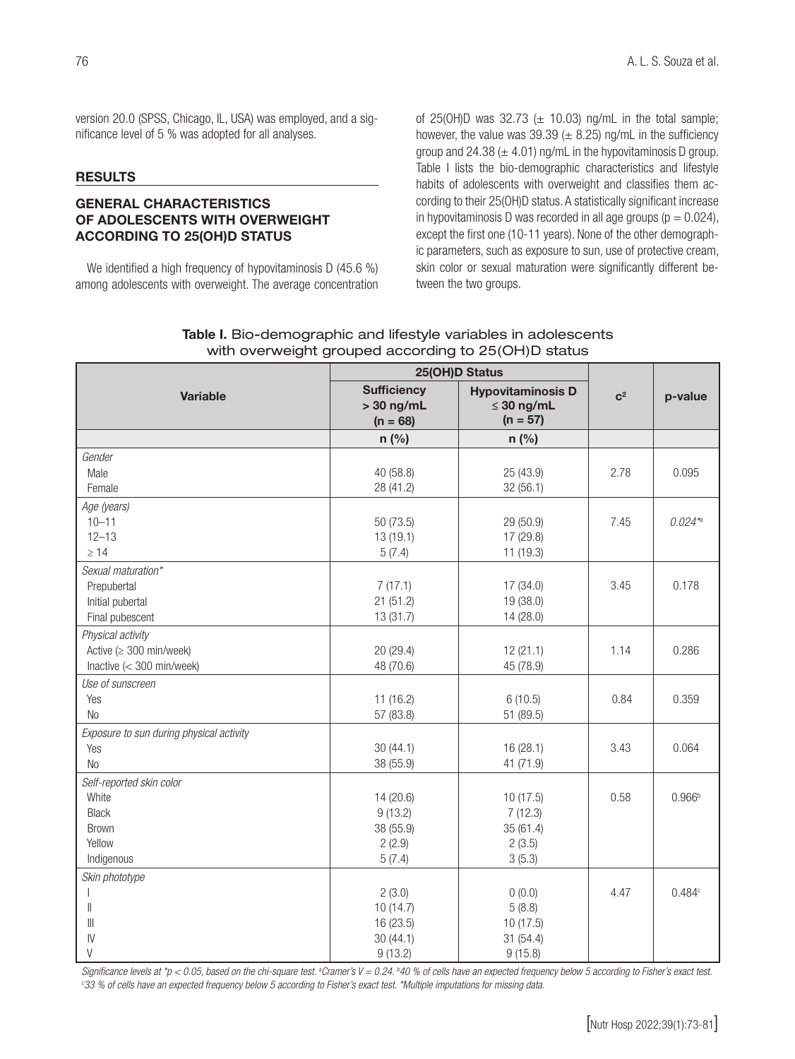version 20.0 (SPSS, Chicago, IL, USA) was employed, and a significance level of 5 % was adopted for all analyses.

## RESULTS

### GENERAL CHARACTERISTICS OF ADOLESCENTS WITH OVERWEIGHT ACCORDING TO 25(OH)D STATUS

We identified a high frequency of hypovitaminosis D (45.6 %) among adolescents with overweight. The average concentration of 25(OH)D was 32.73 (± 10.03) ng/mL in the total sample; however, the value was 39.39 (± 8.25) ng/mL in the sufficiency group and 24.38 (± 4.01) ng/mL in the hypovitaminosis D group. Table I lists the bio-demographic characteristics and lifestyle habits of adolescents with overweight and classifies them according to their 25(OH)D status. A statistically significant increase in hypovitaminosis D was recorded in all age groups ($p = 0.024$), except the first one (10-11 years). None of the other demographic parameters, such as exposure to sun, use of protective cream, skin color or sexual maturation were significantly different between the two groups.

**Table I.** Bio-demographic and lifestyle variables in adolescents with overweight grouped according to 25(OH)D status

| Variable | 25(OH)D Status | | $c^2$ | p-value |
|---|---|---|---|---|
| | Sufficiency > 30 ng/mL (n = 68) | Hypovitaminosis D ≤ 30 ng/mL (n = 57) | | |
| | n (%) | n (%) | | |
| *Gender* | | | | |
| Male | 40 (58.8) | 25 (43.9) | 2.78 | 0.095 |
| Female | 28 (41.2) | 32 (56.1) | | |
| *Age (years)* | | | | |
| 10–11 | 50 (73.5) | 29 (50.9) | 7.45 | *0.024*[*a] |
| 12–13 | 13 (19.1) | 17 (29.8) | | |
| ≥ 14 | 5 (7.4) | 11 (19.3) | | |
| *Sexual maturation** | | | | |
| Prepubertal | 7 (17.1) | 17 (34.0) | 3.45 | 0.178 |
| Initial pubertal | 21 (51.2) | 19 (38.0) | | |
| Final pubescent | 13 (31.7) | 14 (28.0) | | |
| *Physical activity* | | | | |
| Active (≥ 300 min/week) | 20 (29.4) | 12 (21.1) | 1.14 | 0.286 |
| Inactive (< 300 min/week) | 48 (70.6) | 45 (78.9) | | |
| *Use of sunscreen* | | | | |
| Yes | 11 (16.2) | 6 (10.5) | 0.84 | 0.359 |
| No | 57 (83.8) | 51 (89.5) | | |
| *Exposure to sun during physical activity* | | | | |
| Yes | 30 (44.1) | 16 (28.1) | 3.43 | 0.064 |
| No | 38 (55.9) | 41 (71.9) | | |
| *Self-reported skin color* | | | | |
| White | 14 (20.6) | 10 (17.5) | 0.58 | 0.966[b] |
| Black | 9 (13.2) | 7 (12.3) | | |
| Brown | 38 (55.9) | 35 (61.4) | | |
| Yellow | 2 (2.9) | 2 (3.5) | | |
| Indigenous | 5 (7.4) | 3 (5.3) | | |
| *Skin phototype* | | | | |
| I | 2 (3.0) | 0 (0.0) | 4.47 | 0.484[c] |
| II | 10 (14.7) | 5 (8.8) | | |
| III | 16 (23.5) | 10 (17.5) | | |
| IV | 30 (44.1) | 31 (54.4) | | |
| V | 9 (13.2) | 9 (15.8) | | |

*Significance levels at *$p < 0.05$, based on the chi-square test. [a]Cramer's V = 0.24. [b]40 % of cells have an expected frequency below 5 according to Fisher's exact test. [c]33 % of cells have an expected frequency below 5 according to Fisher's exact test. *Multiple imputations for missing data.*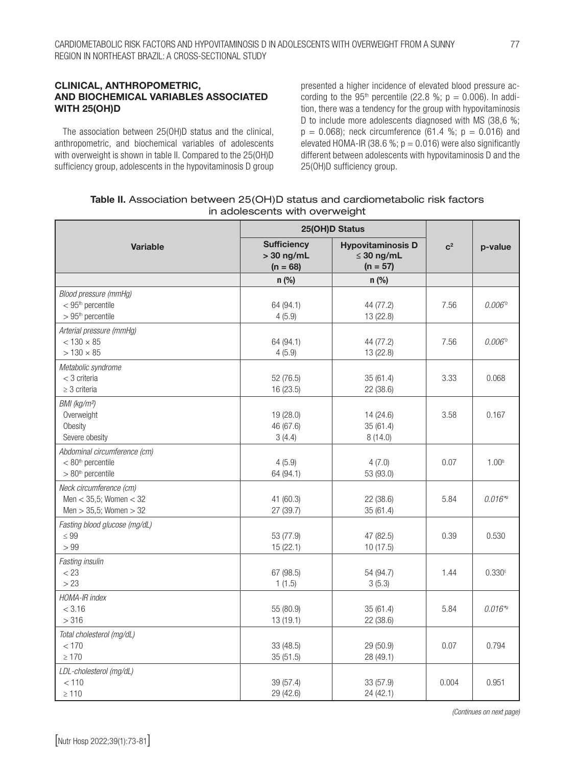### CLINICAL, ANTHROPOMETRIC, AND BIOCHEMICAL VARIABLES ASSOCIATED WITH 25(OH)D

The association between 25(OH)D status and the clinical, anthropometric, and biochemical variables of adolescents with overweight is shown in table II. Compared to the 25(OH)D sufficiency group, adolescents in the hypovitaminosis D group presented a higher incidence of elevated blood pressure according to the 95[th] percentile (22.8 %; p = 0.006). In addition, there was a tendency for the group with hypovitaminosis D to include more adolescents diagnosed with MS (38,6 %; p = 0.068); neck circumference (61.4 %; p = 0.016) and elevated HOMA-IR (38.6 %; p = 0.016) were also significantly different between adolescents with hypovitaminosis D and the 25(OH)D sufficiency group.

**Table II.** Association between 25(OH)D status and cardiometabolic risk factors in adolescents with overweight

| Variable | 25(OH)D Status | | $c^2$ | p-value |
|---|---|---|---|---|
| | Sufficiency > 30 ng/mL (n = 68) | Hypovitaminosis D ≤ 30 ng/mL (n = 57) | | |
| | n (%) | n (%) | | |
| *Blood pressure (mmHg)* | | | | |
| < 95[th] percentile | 64 (94.1) | 44 (77.2) | 7.56 | *0.006*[\*b] |
| > 95[th] percentile | 4 (5.9) | 13 (22.8) | | |
| *Arterial pressure (mmHg)* | | | | |
| < 130 × 85 | 64 (94.1) | 44 (77.2) | 7.56 | *0.006*[\*b] |
| > 130 × 85 | 4 (5.9) | 13 (22.8) | | |
| *Metabolic syndrome* | | | | |
| < 3 criteria | 52 (76.5) | 35 (61.4) | 3.33 | 0.068 |
| ≥ 3 criteria | 16 (23.5) | 22 (38.6) | | |
| *BMI (kg/m²)* | | | | |
| Overweight | 19 (28.0) | 14 (24.6) | 3.58 | 0.167 |
| Obesity | 46 (67.6) | 35 (61.4) | | |
| Severe obesity | 3 (4.4) | 8 (14.0) | | |
| *Abdominal circumference (cm)* | | | | |
| < 80[th] percentile | 4 (5.9) | 4 (7.0) | 0.07 | 1.00[b] |
| > 80[th] percentile | 64 (94.1) | 53 (93.0) | | |
| *Neck circumference (cm)* | | | | |
| Men < 35,5; Women < 32 | 41 (60.3) | 22 (38.6) | 5.84 | *0.016*[\*a] |
| Men > 35,5; Women > 32 | 27 (39.7) | 35 (61.4) | | |
| *Fasting blood glucose (mg/dL)* | | | | |
| ≤ 99 | 53 (77.9) | 47 (82.5) | 0.39 | 0.530 |
| > 99 | 15 (22.1) | 10 (17.5) | | |
| *Fasting insulin* | | | | |
| < 23 | 67 (98.5) | 54 (94.7) | 1.44 | 0.330[c] |
| > 23 | 1 (1.5) | 3 (5.3) | | |
| *HOMA-IR index* | | | | |
| < 3.16 | 55 (80.9) | 35 (61.4) | 5.84 | *0.016*[\*a] |
| > 316 | 13 (19.1) | 22 (38.6) | | |
| *Total cholesterol (mg/dL)* | | | | |
| < 170 | 33 (48.5) | 29 (50.9) | 0.07 | 0.794 |
| ≥ 170 | 35 (51.5) | 28 (49.1) | | |
| *LDL-cholesterol (mg/dL)* | | | | |
| < 110 | 39 (57.4) | 33 (57.9) | 0.004 | 0.951 |
| ≥ 110 | 29 (42.6) | 24 (42.1) | | |

*(Continues on next page)*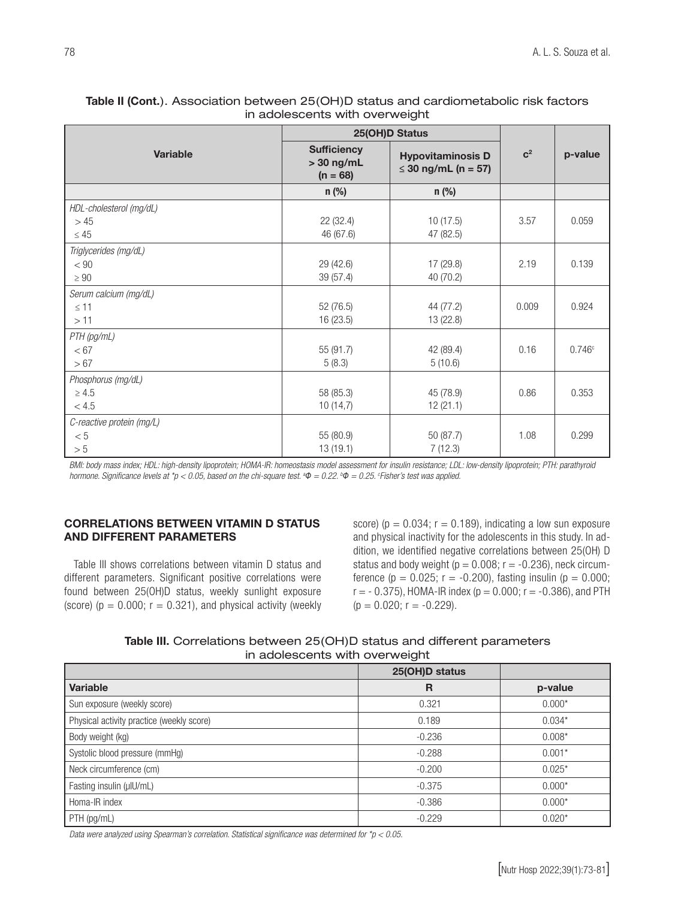**Table II (Cont.)**. Association between 25(OH)D status and cardiometabolic risk factors in adolescents with overweight

| Variable | 25(OH)D Status | | $c^2$ | p-value |
|---|---|---|---|---|
| | Sufficiency > 30 ng/mL (n = 68) | Hypovitaminosis D ≤ 30 ng/mL (n = 57) | | |
| | n (%) | n (%) | | |
| *HDL-cholesterol (mg/dL)* | | | | |
| > 45 | 22 (32.4) | 10 (17.5) | 3.57 | 0.059 |
| ≤ 45 | 46 (67.6) | 47 (82.5) | | |
| *Triglycerides (mg/dL)* | | | | |
| < 90 | 29 (42.6) | 17 (29.8) | 2.19 | 0.139 |
| ≥ 90 | 39 (57.4) | 40 (70.2) | | |
| *Serum calcium (mg/dL)* | | | | |
| ≤ 11 | 52 (76.5) | 44 (77.2) | 0.009 | 0.924 |
| > 11 | 16 (23.5) | 13 (22.8) | | |
| *PTH (pg/mL)* | | | | |
| < 67 | 55 (91.7) | 42 (89.4) | 0.16 | 0.746[c] |
| > 67 | 5 (8.3) | 5 (10.6) | | |
| *Phosphorus (mg/dL)* | | | | |
| ≥ 4.5 | 58 (85.3) | 45 (78.9) | 0.86 | 0.353 |
| < 4.5 | 10 (14,7) | 12 (21.1) | | |
| *C-reactive protein (mg/L)* | | | | |
| < 5 | 55 (80.9) | 50 (87.7) | 1.08 | 0.299 |
| > 5 | 13 (19.1) | 7 (12.3) | | |

*BMI: body mass index; HDL: high-density lipoprotein; HOMA-IR: homeostasis model assessment for insulin resistance; LDL: low-density lipoprotein; PTH: parathyroid hormone. Significance levels at \*p < 0.05, based on the chi-square test. [a]Φ = 0.22. [b]Φ = 0.25. [c]Fisher's test was applied.*

#### CORRELATIONS BETWEEN VITAMIN D STATUS AND DIFFERENT PARAMETERS

Table III shows correlations between vitamin D status and different parameters. Significant positive correlations were found between 25(OH)D status, weekly sunlight exposure (score) ($p = 0.000$; $r = 0.321$), and physical activity (weekly score) ($p = 0.034$; $r = 0.189$), indicating a low sun exposure and physical inactivity for the adolescents in this study. In addition, we identified negative correlations between 25(OH) D status and body weight ($p = 0.008$; $r = -0.236$), neck circumference ($p = 0.025$; $r = -0.200$), fasting insulin ($p = 0.000$; $r = -0.375$), HOMA-IR index ($p = 0.000$; $r = -0.386$), and PTH ($p = 0.020$; $r = -0.229$).

**Table III.** Correlations between 25(OH)D status and different parameters in adolescents with overweight

| Variable | 25(OH)D status R | p-value |
|---|---|---|
| Sun exposure (weekly score) | 0.321 | 0.000* |
| Physical activity practice (weekly score) | 0.189 | 0.034* |
| Body weight (kg) | -0.236 | 0.008* |
| Systolic blood pressure (mmHg) | -0.288 | 0.001* |
| Neck circumference (cm) | -0.200 | 0.025* |
| Fasting insulin (µIU/mL) | -0.375 | 0.000* |
| Homa-IR index | -0.386 | 0.000* |
| PTH (pg/mL) | -0.229 | 0.020* |

*Data were analyzed using Spearman's correlation. Statistical significance was determined for \*p < 0.05.*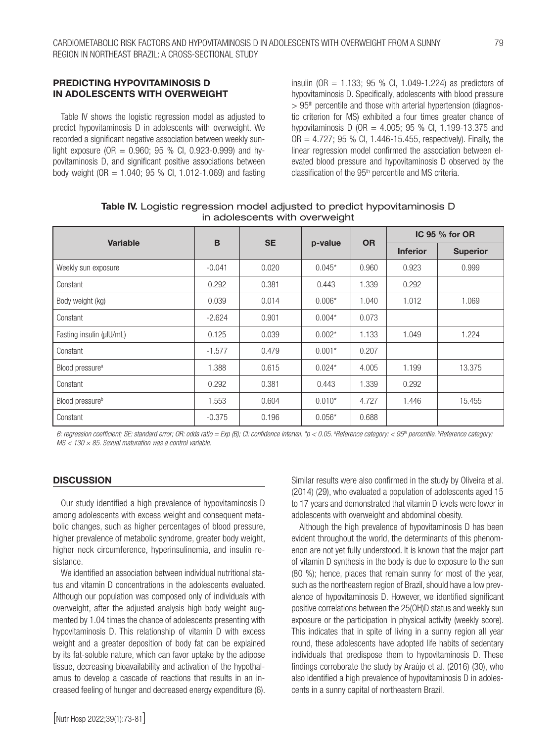## PREDICTING HYPOVITAMINOSIS D IN ADOLESCENTS WITH OVERWEIGHT

Table IV shows the logistic regression model as adjusted to predict hypovitaminosis D in adolescents with overweight. We recorded a significant negative association between weekly sunlight exposure (OR = 0.960; 95 % CI, 0.923-0.999) and hypovitaminosis D, and significant positive associations between body weight (OR = 1.040; 95 % CI, 1.012-1.069) and fasting insulin (OR = 1.133; 95 % CI, 1.049-1.224) as predictors of hypovitaminosis D. Specifically, adolescents with blood pressure > 95th percentile and those with arterial hypertension (diagnostic criterion for MS) exhibited a four times greater chance of hypovitaminosis D (OR = 4.005; 95 % CI, 1.199-13.375 and OR = 4.727; 95 % CI, 1.446-15.455, respectively). Finally, the linear regression model confirmed the association between elevated blood pressure and hypovitaminosis D observed by the classification of the 95th percentile and MS criteria.

**Table IV.** Logistic regression model adjusted to predict hypovitaminosis D in adolescents with overweight

| Variable | B | SE | p-value | OR | IC 95 % for OR | |
|---|---|---|---|---|---|---|
| | | | | | Inferior | Superior |
| Weekly sun exposure | -0.041 | 0.020 | 0.045* | 0.960 | 0.923 | 0.999 |
| Constant | 0.292 | 0.381 | 0.443 | 1.339 | 0.292 | |
| Body weight (kg) | 0.039 | 0.014 | 0.006* | 1.040 | 1.012 | 1.069 |
| Constant | -2.624 | 0.901 | 0.004* | 0.073 | | |
| Fasting insulin (µIU/mL) | 0.125 | 0.039 | 0.002* | 1.133 | 1.049 | 1.224 |
| Constant | -1.577 | 0.479 | 0.001* | 0.207 | | |
| Blood pressure[a] | 1.388 | 0.615 | 0.024* | 4.005 | 1.199 | 13.375 |
| Constant | 0.292 | 0.381 | 0.443 | 1.339 | 0.292 | |
| Blood pressure[b] | 1.553 | 0.604 | 0.010* | 4.727 | 1.446 | 15.455 |
| Constant | -0.375 | 0.196 | 0.056* | 0.688 | | |

*B: regression coefficient; SE: standard error; OR: odds ratio = Exp (B); CI: confidence interval. *p < 0.05. [a]Reference category: < 95th percentile. [b]Reference category: MS < 130 × 85. Sexual maturation was a control variable.*

## DISCUSSION

Our study identified a high prevalence of hypovitaminosis D among adolescents with excess weight and consequent metabolic changes, such as higher percentages of blood pressure, higher prevalence of metabolic syndrome, greater body weight, higher neck circumference, hyperinsulinemia, and insulin resistance.

We identified an association between individual nutritional status and vitamin D concentrations in the adolescents evaluated. Although our population was composed only of individuals with overweight, after the adjusted analysis high body weight augmented by 1.04 times the chance of adolescents presenting with hypovitaminosis D. This relationship of vitamin D with excess weight and a greater deposition of body fat can be explained by its fat-soluble nature, which can favor uptake by the adipose tissue, decreasing bioavailability and activation of the hypothalamus to develop a cascade of reactions that results in an increased feeling of hunger and decreased energy expenditure (6). Similar results were also confirmed in the study by Oliveira et al. (2014) (29), who evaluated a population of adolescents aged 15 to 17 years and demonstrated that vitamin D levels were lower in adolescents with overweight and abdominal obesity.

Although the high prevalence of hypovitaminosis D has been evident throughout the world, the determinants of this phenomenon are not yet fully understood. It is known that the major part of vitamin D synthesis in the body is due to exposure to the sun (80 %); hence, places that remain sunny for most of the year, such as the northeastern region of Brazil, should have a low prevalence of hypovitaminosis D. However, we identified significant positive correlations between the 25(OH)D status and weekly sun exposure or the participation in physical activity (weekly score). This indicates that in spite of living in a sunny region all year round, these adolescents have adopted life habits of sedentary individuals that predispose them to hypovitaminosis D. These findings corroborate the study by Araújo et al. (2016) (30), who also identified a high prevalence of hypovitaminosis D in adolescents in a sunny capital of northeastern Brazil.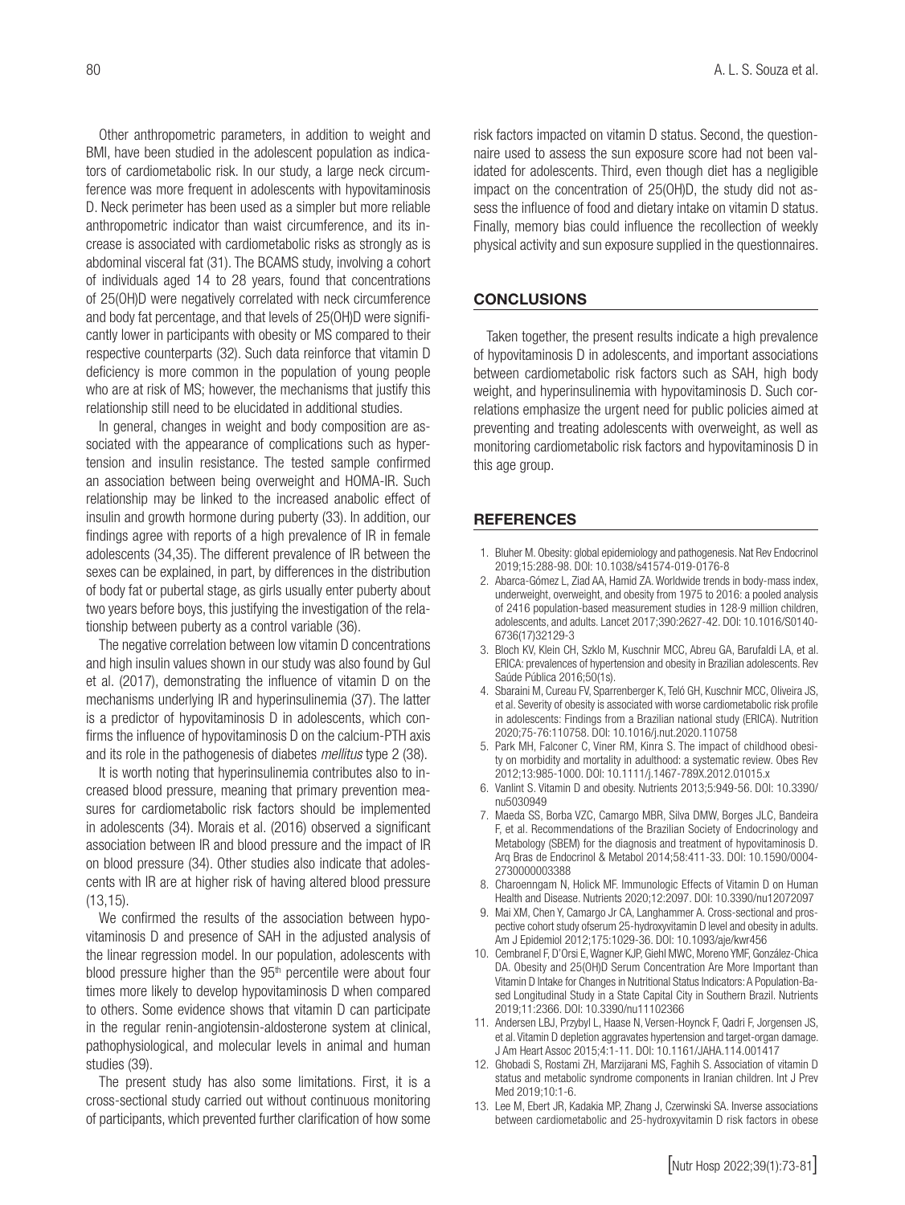Other anthropometric parameters, in addition to weight and BMI, have been studied in the adolescent population as indicators of cardiometabolic risk. In our study, a large neck circumference was more frequent in adolescents with hypovitaminosis D. Neck perimeter has been used as a simpler but more reliable anthropometric indicator than waist circumference, and its increase is associated with cardiometabolic risks as strongly as is abdominal visceral fat (31). The BCAMS study, involving a cohort of individuals aged 14 to 28 years, found that concentrations of 25(OH)D were negatively correlated with neck circumference and body fat percentage, and that levels of 25(OH)D were significantly lower in participants with obesity or MS compared to their respective counterparts (32). Such data reinforce that vitamin D deficiency is more common in the population of young people who are at risk of MS; however, the mechanisms that justify this relationship still need to be elucidated in additional studies.

In general, changes in weight and body composition are associated with the appearance of complications such as hypertension and insulin resistance. The tested sample confirmed an association between being overweight and HOMA-IR. Such relationship may be linked to the increased anabolic effect of insulin and growth hormone during puberty (33). In addition, our findings agree with reports of a high prevalence of IR in female adolescents (34,35). The different prevalence of IR between the sexes can be explained, in part, by differences in the distribution of body fat or pubertal stage, as girls usually enter puberty about two years before boys, this justifying the investigation of the relationship between puberty as a control variable (36).

The negative correlation between low vitamin D concentrations and high insulin values shown in our study was also found by Gul et al. (2017), demonstrating the influence of vitamin D on the mechanisms underlying IR and hyperinsulinemia (37). The latter is a predictor of hypovitaminosis D in adolescents, which confirms the influence of hypovitaminosis D on the calcium-PTH axis and its role in the pathogenesis of diabetes *mellitus* type 2 (38).

It is worth noting that hyperinsulinemia contributes also to increased blood pressure, meaning that primary prevention measures for cardiometabolic risk factors should be implemented in adolescents (34). Morais et al. (2016) observed a significant association between IR and blood pressure and the impact of IR on blood pressure (34). Other studies also indicate that adolescents with IR are at higher risk of having altered blood pressure (13,15).

We confirmed the results of the association between hypovitaminosis D and presence of SAH in the adjusted analysis of the linear regression model. In our population, adolescents with blood pressure higher than the 95$^{th}$ percentile were about four times more likely to develop hypovitaminosis D when compared to others. Some evidence shows that vitamin D can participate in the regular renin-angiotensin-aldosterone system at clinical, pathophysiological, and molecular levels in animal and human studies (39).

The present study has also some limitations. First, it is a cross-sectional study carried out without continuous monitoring of participants, which prevented further clarification of how some risk factors impacted on vitamin D status. Second, the questionnaire used to assess the sun exposure score had not been validated for adolescents. Third, even though diet has a negligible impact on the concentration of 25(OH)D, the study did not assess the influence of food and dietary intake on vitamin D status. Finally, memory bias could influence the recollection of weekly physical activity and sun exposure supplied in the questionnaires.

## CONCLUSIONS

Taken together, the present results indicate a high prevalence of hypovitaminosis D in adolescents, and important associations between cardiometabolic risk factors such as SAH, high body weight, and hyperinsulinemia with hypovitaminosis D. Such correlations emphasize the urgent need for public policies aimed at preventing and treating adolescents with overweight, as well as monitoring cardiometabolic risk factors and hypovitaminosis D in this age group.

## REFERENCES

1. Bluher M. Obesity: global epidemiology and pathogenesis. Nat Rev Endocrinol 2019;15:288-98. DOI: 10.1038/s41574-019-0176-8
2. Abarca-Gómez L, Ziad AA, Hamid ZA. Worldwide trends in body-mass index, underweight, overweight, and obesity from 1975 to 2016: a pooled analysis of 2416 population-based measurement studies in 128·9 million children, adolescents, and adults. Lancet 2017;390:2627-42. DOI: 10.1016/S0140-6736(17)32129-3
3. Bloch KV, Klein CH, Szklo M, Kuschnir MCC, Abreu GA, Barufaldi LA, et al. ERICA: prevalences of hypertension and obesity in Brazilian adolescents. Rev Saúde Pública 2016;50(1s).
4. Sbaraini M, Cureau FV, Sparrenberger K, Teló GH, Kuschnir MCC, Oliveira JS, et al. Severity of obesity is associated with worse cardiometabolic risk profile in adolescents: Findings from a Brazilian national study (ERICA). Nutrition 2020;75-76:110758. DOI: 10.1016/j.nut.2020.110758
5. Park MH, Falconer C, Viner RM, Kinra S. The impact of childhood obesity on morbidity and mortality in adulthood: a systematic review. Obes Rev 2012;13:985-1000. DOI: 10.1111/j.1467-789X.2012.01015.x
6. Vanlint S. Vitamin D and obesity. Nutrients 2013;5:949-56. DOI: 10.3390/nu5030949
7. Maeda SS, Borba VZC, Camargo MBR, Silva DMW, Borges JLC, Bandeira F, et al. Recommendations of the Brazilian Society of Endocrinology and Metabology (SBEM) for the diagnosis and treatment of hypovitaminosis D. Arq Bras de Endocrinol & Metabol 2014;58:411-33. DOI: 10.1590/0004-2730000003388
8. Charoenngam N, Holick MF. Immunologic Effects of Vitamin D on Human Health and Disease. Nutrients 2020;12:2097. DOI: 10.3390/nu12072097
9. Mai XM, Chen Y, Camargo Jr CA, Langhammer A. Cross-sectional and prospective cohort study ofserum 25-hydroxyvitamin D level and obesity in adults. Am J Epidemiol 2012;175:1029-36. DOI: 10.1093/aje/kwr456
10. Cembranel F, D'Orsi E, Wagner KJP, Giehl MWC, Moreno YMF, González-Chica DA. Obesity and 25(OH)D Serum Concentration Are More Important than Vitamin D Intake for Changes in Nutritional Status Indicators: A Population-Based Longitudinal Study in a State Capital City in Southern Brazil. Nutrients 2019;11:2366. DOI: 10.3390/nu11102366
11. Andersen LBJ, Przybyl L, Haase N, Versen-Hoynck F, Qadri F, Jorgensen JS, et al. Vitamin D depletion aggravates hypertension and target-organ damage. J Am Heart Assoc 2015;4:1-11. DOI: 10.1161/JAHA.114.001417
12. Ghobadi S, Rostami ZH, Marzijarani MS, Faghih S. Association of vitamin D status and metabolic syndrome components in Iranian children. Int J Prev Med 2019;10:1-6.
13. Lee M, Ebert JR, Kadakia MP, Zhang J, Czerwinski SA. Inverse associations between cardiometabolic and 25-hydroxyvitamin D risk factors in obese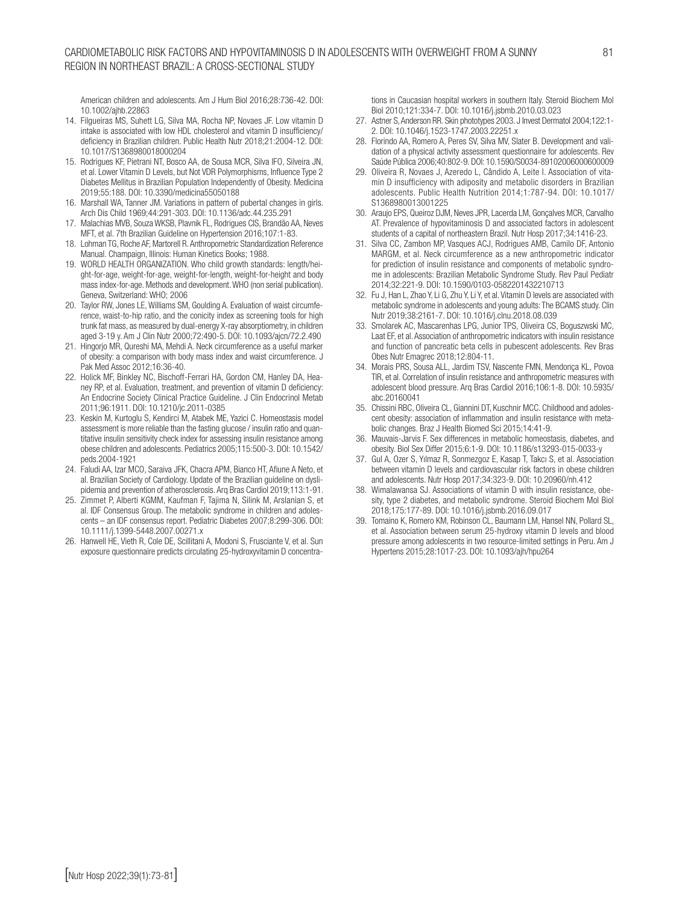American children and adolescents. Am J Hum Biol 2016;28:736-42. DOI: 10.1002/ajhb.22863

14. Filgueiras MS, Suhett LG, Silva MA, Rocha NP, Novaes JF. Low vitamin D intake is associated with low HDL cholesterol and vitamin D insufficiency/deficiency in Brazilian children. Public Health Nutr 2018;21:2004-12. DOI: 10.1017/S1368980018000204
15. Rodrigues KF, Pietrani NT, Bosco AA, de Sousa MCR, Silva IFO, Silveira JN, et al. Lower Vitamin D Levels, but Not VDR Polymorphisms, Influence Type 2 Diabetes Mellitus in Brazilian Population Independently of Obesity. Medicina 2019;55:188. DOI: 10.3390/medicina55050188
16. Marshall WA, Tanner JM. Variations in pattern of pubertal changes in girls. Arch Dis Child 1969;44:291-303. DOI: 10.1136/adc.44.235.291
17. Malachias MVB, Souza WKSB, Plavnik FL, Rodrigues CIS, Brandão AA, Neves MFT, et al. 7th Brazilian Guideline on Hypertension 2016;107:1-83.
18. Lohman TG, Roche AF, Martorell R. Anthropometric Standardization Reference Manual. Champaign, Illinois: Human Kinetics Books; 1988.
19. WORLD HEALTH ORGANIZATION. Who child growth standards: length/height-for-age, weight-for-age, weight-for-length, weight-for-height and body mass index-for-age. Methods and development. WHO (non serial publication). Geneva, Switzerland: WHO; 2006
20. Taylor RW, Jones LE, Williams SM, Goulding A. Evaluation of waist circumference, waist-to-hip ratio, and the conicity index as screening tools for high trunk fat mass, as measured by dual-energy X-ray absorptiometry, in children aged 3-19 y. Am J Clin Nutr 2000;72:490-5. DOI: 10.1093/ajcn/72.2.490
21. Hingorjo MR, Qureshi MA, Mehdi A. Neck circumference as a useful marker of obesity: a comparison with body mass index and waist circumference. J Pak Med Assoc 2012;16:36-40.
22. Holick MF, Binkley NC, Bischoff-Ferrari HA, Gordon CM, Hanley DA, Heaney RP, et al. Evaluation, treatment, and prevention of vitamin D deficiency: An Endocrine Society Clinical Practice Guideline. J Clin Endocrinol Metab 2011;96:1911. DOI: 10.1210/jc.2011-0385
23. Keskin M, Kurtoglu S, Kendirci M, Atabek ME, Yazici C. Homeostasis model assessment is more reliable than the fasting glucose / insulin ratio and quantitative insulin sensitivity check index for assessing insulin resistance among obese children and adolescents. Pediatrics 2005;115:500-3. DOI: 10.1542/peds.2004-1921
24. Faludi AA, Izar MCO, Saraiva JFK, Chacra APM, Bianco HT, Afiune A Neto, et al. Brazilian Society of Cardiology. Update of the Brazilian guideline on dyslipidemia and prevention of atherosclerosis. Arq Bras Cardiol 2019;113:1-91.
25. Zimmet P, Alberti KGMM, Kaufman F, Tajima N, Silink M, Arslanian S, et al. IDF Consensus Group. The metabolic syndrome in children and adolescents – an IDF consensus report. Pediatric Diabetes 2007;8:299-306. DOI: 10.1111/j.1399-5448.2007.00271.x
26. Hanwell HE, Vieth R, Cole DE, Scillitani A, Modoni S, Frusciante V, et al. Sun exposure questionnaire predicts circulating 25-hydroxyvitamin D concentrations in Caucasian hospital workers in southern Italy. Steroid Biochem Mol Biol 2010;121:334-7. DOI: 10.1016/j.jsbmb.2010.03.023
27. Astner S, Anderson RR. Skin phototypes 2003. J Invest Dermatol 2004;122:1-2. DOI: 10.1046/j.1523-1747.2003.22251.x
28. Florindo AA, Romero A, Peres SV, Silva MV, Slater B. Development and validation of a physical activity assessment questionnaire for adolescents. Rev Saúde Pública 2006;40:802-9. DOI: 10.1590/S0034-89102006000600009
29. Oliveira R, Novaes J, Azeredo L, Cândido A, Leite I. Association of vitamin D insufficiency with adiposity and metabolic disorders in Brazilian adolescents. Public Health Nutrition 2014;1:787-94. DOI: 10.1017/S1368980013001225
30. Araujo EPS, Queiroz DJM, Neves JPR, Lacerda LM, Gonçalves MCR, Carvalho AT. Prevalence of hypovitaminosis D and associated factors in adolescent students of a capital of northeastern Brazil. Nutr Hosp 2017;34:1416-23.
31. Silva CC, Zambon MP, Vasques ACJ, Rodrigues AMB, Camilo DF, Antonio MARGM, et al. Neck circumference as a new anthropometric indicator for prediction of insulin resistance and components of metabolic syndrome in adolescents: Brazilian Metabolic Syndrome Study. Rev Paul Pediatr 2014;32:221-9. DOI: 10.1590/0103-0582201432210713
32. Fu J, Han L, Zhao Y, Li G, Zhu Y, Li Y, et al. Vitamin D levels are associated with metabolic syndrome in adolescents and young adults: The BCAMS study. Clin Nutr 2019;38:2161-7. DOI: 10.1016/j.clnu.2018.08.039
33. Smolarek AC, Mascarenhas LPG, Junior TPS, Oliveira CS, Boguszwski MC, Laat EF, et al. Association of anthropometric indicators with insulin resistance and function of pancreatic beta cells in pubescent adolescents. Rev Bras Obes Nutr Emagrec 2018;12:804-11.
34. Morais PRS, Sousa ALL, Jardim TSV, Nascente FMN, Mendonça KL, Povoa TIR, et al. Correlation of insulin resistance and anthropometric measures with adolescent blood pressure. Arq Bras Cardiol 2016;106:1-8. DOI: 10.5935/abc.20160041
35. Chissini RBC, Oliveira CL, Giannini DT, Kuschnir MCC. Childhood and adolescent obesity: association of inflammation and insulin resistance with metabolic changes. Braz J Health Biomed Sci 2015;14:41-9.
36. Mauvais-Jarvis F. Sex differences in metabolic homeostasis, diabetes, and obesity. Biol Sex Differ 2015;6:1-9. DOI: 10.1186/s13293-015-0033-y
37. Gul A, Ozer S, Yılmaz R, Sonmezgoz E, Kasap T, Takcı S, et al. Association between vitamin D levels and cardiovascular risk factors in obese children and adolescents. Nutr Hosp 2017;34:323-9. DOI: 10.20960/nh.412
38. Wimalawansa SJ. Associations of vitamin D with insulin resistance, obesity, type 2 diabetes, and metabolic syndrome. Steroid Biochem Mol Biol 2018;175:177-89. DOI: 10.1016/j.jsbmb.2016.09.017
39. Tomaino K, Romero KM, Robinson CL, Baumann LM, Hansel NN, Pollard SL, et al. Association between serum 25-hydroxy vitamin D levels and blood pressure among adolescents in two resource-limited settings in Peru. Am J Hypertens 2015;28:1017-23. DOI: 10.1093/ajh/hpu264